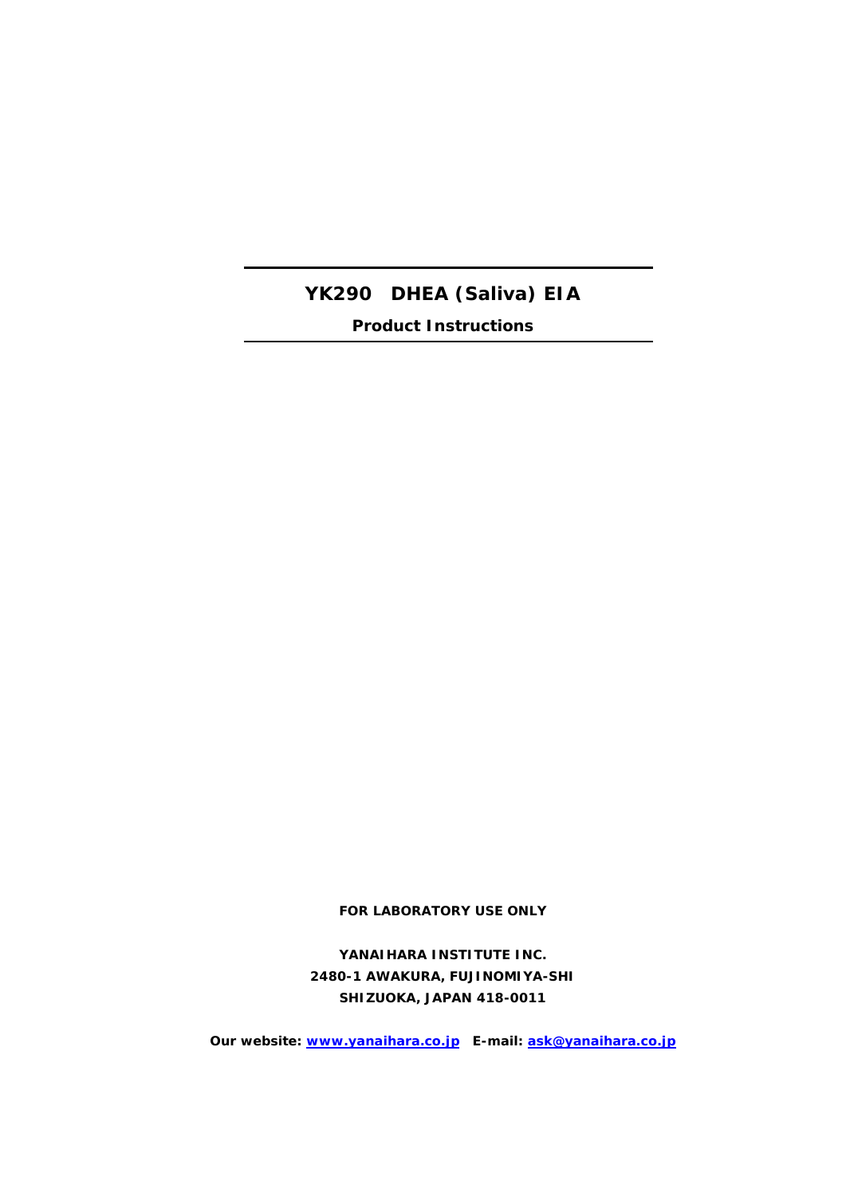# YK290 DHEA (Saliva) EIA

**Product Instructions**

**FOR LABORATORY USE ONLY**

**YANAIHARA INSTITUTE INC.**
**2480-1 AWAKURA, FUJINOMIYA-SHI**
**SHIZUOKA, JAPAN 418-0011**

**Our website:** [www.yanaihara.co.jp](http://www.yanaihara.co.jp) **E-mail:** [ask@yanaihara.co.jp](mailto:ask@yanaihara.co.jp)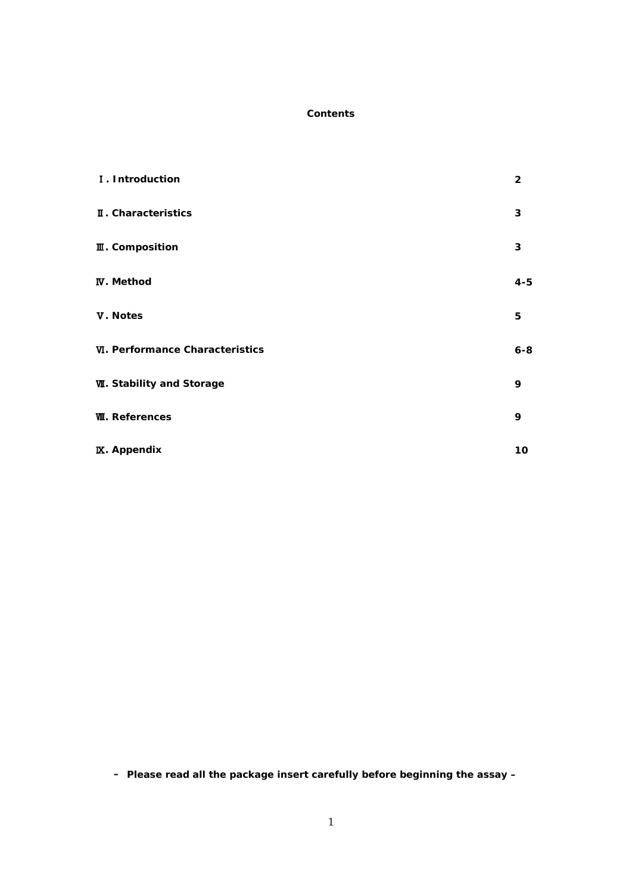# Contents

| | |
|---|---|
| **Ⅰ. Introduction** | **2** |
| **Ⅱ. Characteristics** | **3** |
| **Ⅲ. Composition** | **3** |
| **Ⅳ. Method** | **4-5** |
| **Ⅴ. Notes** | **5** |
| **Ⅵ. Performance Characteristics** | **6-8** |
| **Ⅶ. Stability and Storage** | **9** |
| **Ⅷ. References** | **9** |
| **Ⅸ. Appendix** | **10** |

**– Please read all the package insert carefully before beginning the assay –**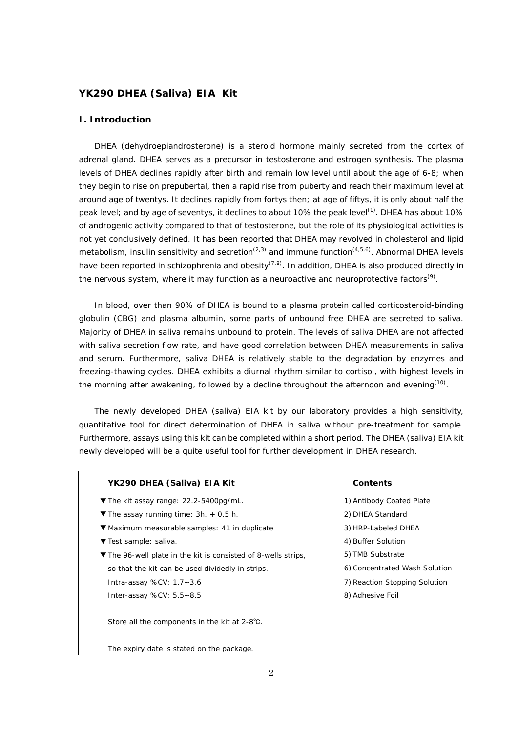## YK290 DHEA (Saliva) EIA Kit

### I. Introduction

DHEA (dehydroepiandrosterone) is a steroid hormone mainly secreted from the cortex of adrenal gland. DHEA serves as a precursor in testosterone and estrogen synthesis. The plasma levels of DHEA declines rapidly after birth and remain low level until about the age of 6-8; when they begin to rise on prepubertal, then a rapid rise from puberty and reach their maximum level at around age of twentys. It declines rapidly from fortys then; at age of fiftys, it is only about half the peak level; and by age of seventys, it declines to about 10% the peak level[1]. DHEA has about 10% of androgenic activity compared to that of testosterone, but the role of its physiological activities is not yet conclusively defined. It has been reported that DHEA may revolved in cholesterol and lipid metabolism, insulin sensitivity and secretion[2,3] and immune function[4,5,6]. Abnormal DHEA levels have been reported in schizophrenia and obesity[7,8]. In addition, DHEA is also produced directly in the nervous system, where it may function as a neuroactive and neuroprotective factors[9].

In blood, over than 90% of DHEA is bound to a plasma protein called corticosteroid-binding globulin (CBG) and plasma albumin, some parts of unbound free DHEA are secreted to saliva. Majority of DHEA in saliva remains unbound to protein. The levels of saliva DHEA are not affected with saliva secretion flow rate, and have good correlation between DHEA measurements in saliva and serum. Furthermore, saliva DHEA is relatively stable to the degradation by enzymes and freezing-thawing cycles. DHEA exhibits a diurnal rhythm similar to cortisol, with highest levels in the morning after awakening, followed by a decline throughout the afternoon and evening[10].

The newly developed DHEA (saliva) EIA kit by our laboratory provides a high sensitivity, quantitative tool for direct determination of DHEA in saliva without pre-treatment for sample. Furthermore, assays using this kit can be completed within a short period. The DHEA (saliva) EIA kit newly developed will be a quite useful tool for further development in DHEA research.

| **YK290 DHEA (Saliva) EIA Kit** | **Contents** |
|---|---|
| ▼The kit assay range: 22.2-5400pg/mL. | 1) Antibody Coated Plate |
| ▼The assay running time: 3h. + 0.5 h. | 2) DHEA Standard |
| ▼Maximum measurable samples: 41 in duplicate | 3) HRP-Labeled DHEA |
| ▼Test sample: saliva. | 4) Buffer Solution |
| ▼The 96-well plate in the kit is consisted of 8-wells strips, so that the kit can be used dividedly in strips. | 5) TMB Substrate |
| Intra-assay %CV: 1.7~3.6 | 6) Concentrated Wash Solution |
| Inter-assay %CV: 5.5~8.5 | 7) Reaction Stopping Solution |
| Store all the components in the kit at 2-8℃. | 8) Adhesive Foil |
| The expiry date is stated on the package. | |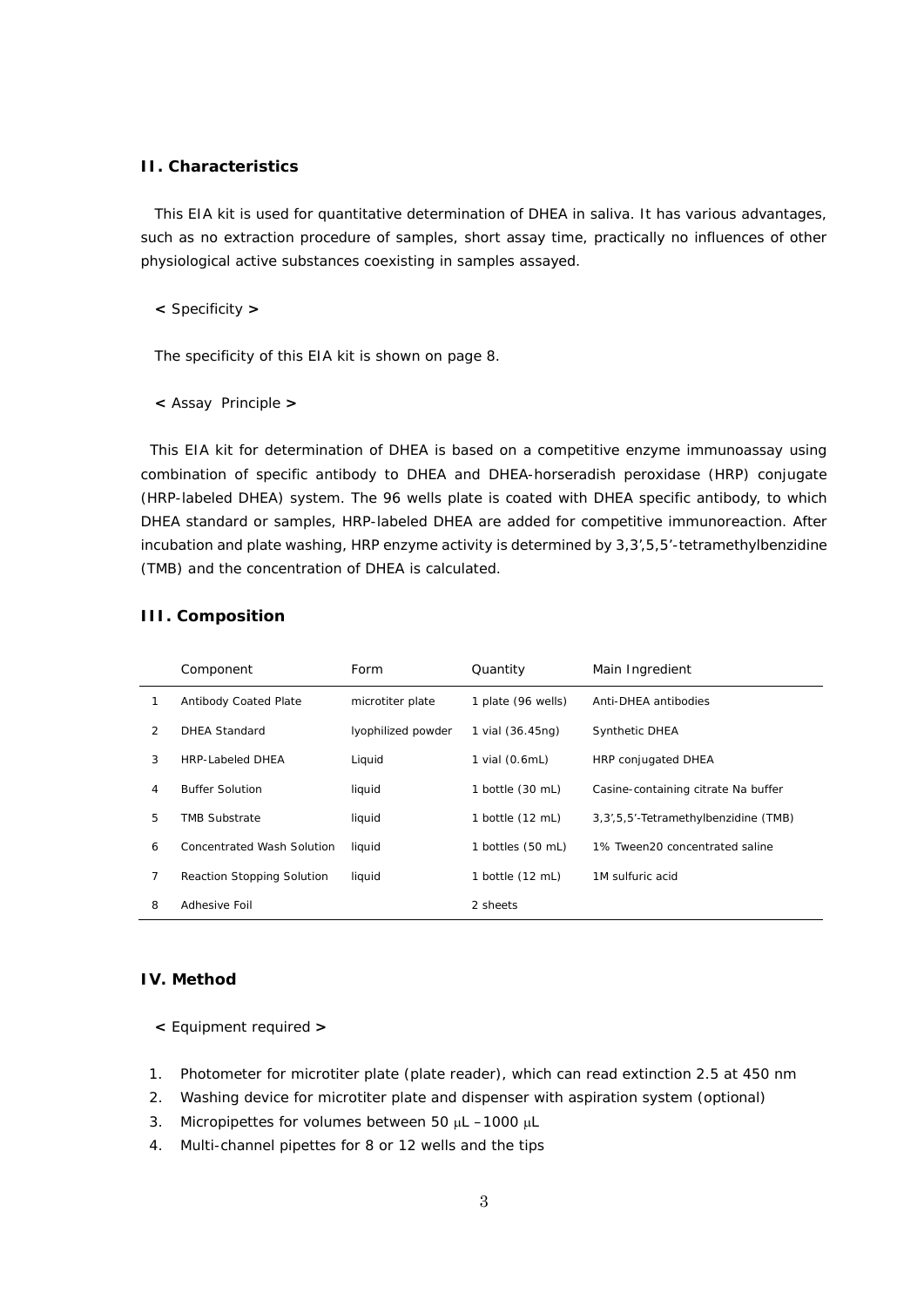## II. Characteristics

This EIA kit is used for quantitative determination of DHEA in saliva. It has various advantages, such as no extraction procedure of samples, short assay time, practically no influences of other physiological active substances coexisting in samples assayed.

< Specificity >

The specificity of this EIA kit is shown on page 8.

< Assay Principle >

This EIA kit for determination of DHEA is based on a competitive enzyme immunoassay using combination of specific antibody to DHEA and DHEA-horseradish peroxidase (HRP) conjugate (HRP-labeled DHEA) system. The 96 wells plate is coated with DHEA specific antibody, to which DHEA standard or samples, HRP-labeled DHEA are added for competitive immunoreaction. After incubation and plate washing, HRP enzyme activity is determined by 3,3',5,5'-tetramethylbenzidine (TMB) and the concentration of DHEA is calculated.

## III. Composition

| | Component | Form | Quantity | Main Ingredient |
|---|---|---|---|---|
| 1 | Antibody Coated Plate | microtiter plate | 1 plate (96 wells) | Anti-DHEA antibodies |
| 2 | DHEA Standard | lyophilized powder | 1 vial (36.45ng) | Synthetic DHEA |
| 3 | HRP-Labeled DHEA | Liquid | 1 vial (0.6mL) | HRP conjugated DHEA |
| 4 | Buffer Solution | liquid | 1 bottle (30 mL) | Casine-containing citrate Na buffer |
| 5 | TMB Substrate | liquid | 1 bottle (12 mL) | 3,3',5,5'-Tetramethylbenzidine (TMB) |
| 6 | Concentrated Wash Solution | liquid | 1 bottles (50 mL) | 1% Tween20 concentrated saline |
| 7 | Reaction Stopping Solution | liquid | 1 bottle (12 mL) | 1M sulfuric acid |
| 8 | Adhesive Foil | | 2 sheets | |

## IV. Method

< Equipment required >

1. Photometer for microtiter plate (plate reader), which can read extinction 2.5 at 450 nm
2. Washing device for microtiter plate and dispenser with aspiration system (optional)
3. Micropipettes for volumes between 50 μL – 1000 μL
4. Multi-channel pipettes for 8 or 12 wells and the tips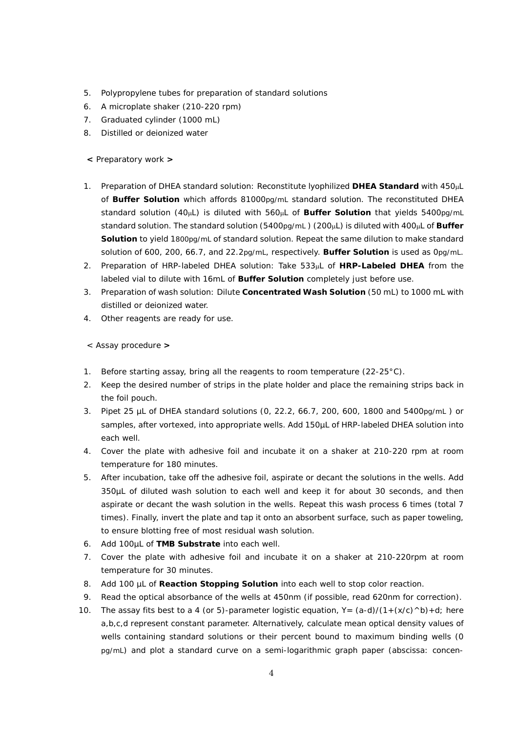5. Polypropylene tubes for preparation of standard solutions
6. A microplate shaker (210-220 rpm)
7. Graduated cylinder (1000 mL)
8. Distilled or deionized water

**<** Preparatory work **>**

1. Preparation of DHEA standard solution: Reconstitute lyophilized **DHEA Standard** with 450μL of **Buffer Solution** which affords 81000pg/mL standard solution. The reconstituted DHEA standard solution (40μL) is diluted with 560μL of **Buffer Solution** that yields 5400pg/mL standard solution. The standard solution (5400pg/mL ) (200μL) is diluted with 400μL of **Buffer Solution** to yield 1800pg/mL of standard solution. Repeat the same dilution to make standard solution of 600, 200, 66.7, and 22.2pg/mL, respectively. **Buffer Solution** is used as 0pg/mL.
2. Preparation of HRP-labeled DHEA solution: Take 533μL of **HRP-Labeled DHEA** from the labeled vial to dilute with 16mL of **Buffer Solution** completely just before use.
3. Preparation of wash solution: Dilute **Concentrated Wash Solution** (50 mL) to 1000 mL with distilled or deionized water.
4. Other reagents are ready for use.

< Assay procedure **>**

1. Before starting assay, bring all the reagents to room temperature (22-25°C).
2. Keep the desired number of strips in the plate holder and place the remaining strips back in the foil pouch.
3. Pipet 25 μL of DHEA standard solutions (0, 22.2, 66.7, 200, 600, 1800 and 5400pg/mL ) or samples, after vortexed, into appropriate wells. Add 150μL of HRP-labeled DHEA solution into each well.
4. Cover the plate with adhesive foil and incubate it on a shaker at 210-220 rpm at room temperature for 180 minutes.
5. After incubation, take off the adhesive foil, aspirate or decant the solutions in the wells. Add 350μL of diluted wash solution to each well and keep it for about 30 seconds, and then aspirate or decant the wash solution in the wells. Repeat this wash process 6 times (total 7 times). Finally, invert the plate and tap it onto an absorbent surface, such as paper toweling, to ensure blotting free of most residual wash solution.
6. Add 100μL of **TMB Substrate** into each well.
7. Cover the plate with adhesive foil and incubate it on a shaker at 210-220rpm at room temperature for 30 minutes.
8. Add 100 μL of **Reaction Stopping Solution** into each well to stop color reaction.
9. Read the optical absorbance of the wells at 450nm (if possible, read 620nm for correction).
10. The assay fits best to a 4 (or 5)-parameter logistic equation, $Y = (a-d)/(1+(x/c)^b)+d$; here a,b,c,d represent constant parameter. Alternatively, calculate mean optical density values of wells containing standard solutions or their percent bound to maximum binding wells (0 pg/mL) and plot a standard curve on a semi-logarithmic graph paper (abscissa: concen-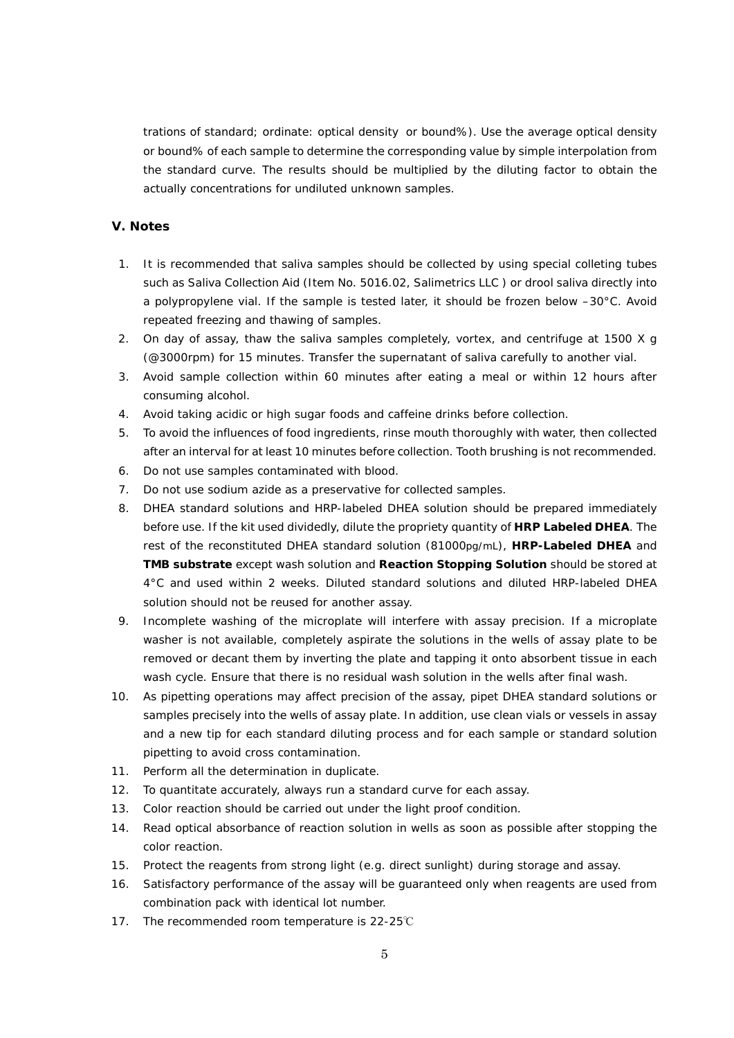trations of standard; ordinate: optical density or bound%). Use the average optical density or bound% of each sample to determine the corresponding value by simple interpolation from the standard curve. The results should be multiplied by the diluting factor to obtain the actually concentrations for undiluted unknown samples.

### V. Notes

1. It is recommended that saliva samples should be collected by using special colleting tubes such as Saliva Collection Aid (Item No. 5016.02, Salimetrics LLC ) or drool saliva directly into a polypropylene vial. If the sample is tested later, it should be frozen below –30°C. Avoid repeated freezing and thawing of samples.
2. On day of assay, thaw the saliva samples completely, vortex, and centrifuge at 1500 X g (@3000rpm) for 15 minutes. Transfer the supernatant of saliva carefully to another vial.
3. Avoid sample collection within 60 minutes after eating a meal or within 12 hours after consuming alcohol.
4. Avoid taking acidic or high sugar foods and caffeine drinks before collection.
5. To avoid the influences of food ingredients, rinse mouth thoroughly with water, then collected after an interval for at least 10 minutes before collection. Tooth brushing is not recommended.
6. Do not use samples contaminated with blood.
7. Do not use sodium azide as a preservative for collected samples.
8. DHEA standard solutions and HRP-labeled DHEA solution should be prepared immediately before use. If the kit used dividedly, dilute the propriety quantity of **HRP Labeled DHEA**. The rest of the reconstituted DHEA standard solution (81000pg/mL), **HRP-Labeled DHEA** and **TMB substrate** except wash solution and **Reaction Stopping Solution** should be stored at 4°C and used within 2 weeks. Diluted standard solutions and diluted HRP-labeled DHEA solution should not be reused for another assay.
9. Incomplete washing of the microplate will interfere with assay precision. If a microplate washer is not available, completely aspirate the solutions in the wells of assay plate to be removed or decant them by inverting the plate and tapping it onto absorbent tissue in each wash cycle. Ensure that there is no residual wash solution in the wells after final wash.
10. As pipetting operations may affect precision of the assay, pipet DHEA standard solutions or samples precisely into the wells of assay plate. In addition, use clean vials or vessels in assay and a new tip for each standard diluting process and for each sample or standard solution pipetting to avoid cross contamination.
11. Perform all the determination in duplicate.
12. To quantitate accurately, always run a standard curve for each assay.
13. Color reaction should be carried out under the light proof condition.
14. Read optical absorbance of reaction solution in wells as soon as possible after stopping the color reaction.
15. Protect the reagents from strong light (e.g. direct sunlight) during storage and assay.
16. Satisfactory performance of the assay will be guaranteed only when reagents are used from combination pack with identical lot number.
17. The recommended room temperature is 22-25℃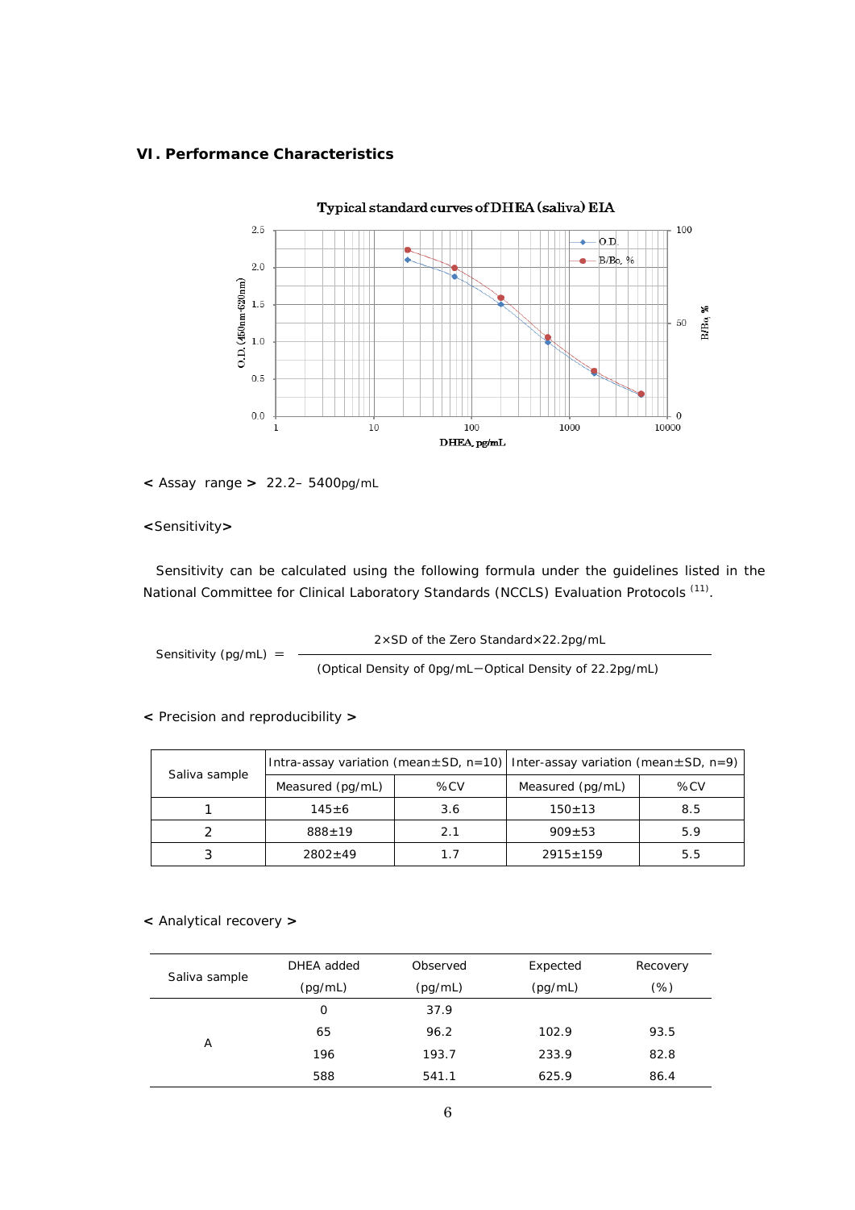## VI. Performance Characteristics

**Typical standard curves of DHEA (saliva) EIA**

< Assay range > 22.2– 5400pg/mL

<Sensitivity>

Sensitivity can be calculated using the following formula under the guidelines listed in the National Committee for Clinical Laboratory Standards (NCCLS) Evaluation Protocols [11].

$$\text{Sensitivity (pg/mL)} = \frac{2 \times \text{SD of the Zero Standard} \times 22.2\text{pg/mL}}{(\text{Optical Density of 0pg/mL} - \text{Optical Density of 22.2pg/mL})}$$

< Precision and reproducibility >

| Saliva sample | Intra-assay variation (mean±SD, n=10) | | Inter-assay variation (mean±SD, n=9) | |
|---|---|---|---|---|
| | Measured (pg/mL) | %CV | Measured (pg/mL) | %CV |
| 1 | 145±6 | 3.6 | 150±13 | 8.5 |
| 2 | 888±19 | 2.1 | 909±53 | 5.9 |
| 3 | 2802±49 | 1.7 | 2915±159 | 5.5 |

< Analytical recovery >

| Saliva sample | DHEA added (pg/mL) | Observed (pg/mL) | Expected (pg/mL) | Recovery (%) |
|---|---|---|---|---|
| A | 0 | 37.9 | | |
| | 65 | 96.2 | 102.9 | 93.5 |
| | 196 | 193.7 | 233.9 | 82.8 |
| | 588 | 541.1 | 625.9 | 86.4 |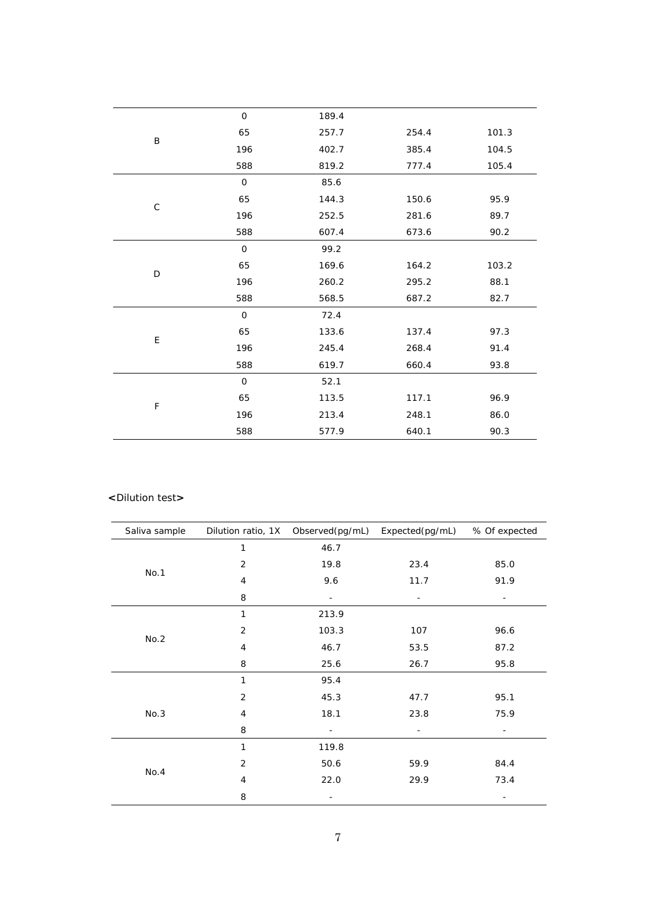| | | | | |
|---|---|---|---|---|
| B | 0 | 189.4 | | |
| | 65 | 257.7 | 254.4 | 101.3 |
| | 196 | 402.7 | 385.4 | 104.5 |
| | 588 | 819.2 | 777.4 | 105.4 |
| C | 0 | 85.6 | | |
| | 65 | 144.3 | 150.6 | 95.9 |
| | 196 | 252.5 | 281.6 | 89.7 |
| | 588 | 607.4 | 673.6 | 90.2 |
| D | 0 | 99.2 | | |
| | 65 | 169.6 | 164.2 | 103.2 |
| | 196 | 260.2 | 295.2 | 88.1 |
| | 588 | 568.5 | 687.2 | 82.7 |
| E | 0 | 72.4 | | |
| | 65 | 133.6 | 137.4 | 97.3 |
| | 196 | 245.4 | 268.4 | 91.4 |
| | 588 | 619.7 | 660.4 | 93.8 |
| F | 0 | 52.1 | | |
| | 65 | 113.5 | 117.1 | 96.9 |
| | 196 | 213.4 | 248.1 | 86.0 |
| | 588 | 577.9 | 640.1 | 90.3 |

**<Dilution test>**

| Saliva sample | Dilution ratio, 1X | Observed(pg/mL) | Expected(pg/mL) | % Of expected |
|---|---|---|---|---|
| No.1 | 1 | 46.7 | | |
| | 2 | 19.8 | 23.4 | 85.0 |
| | 4 | 9.6 | 11.7 | 91.9 |
| | 8 | - | - | - |
| No.2 | 1 | 213.9 | | |
| | 2 | 103.3 | 107 | 96.6 |
| | 4 | 46.7 | 53.5 | 87.2 |
| | 8 | 25.6 | 26.7 | 95.8 |
| No.3 | 1 | 95.4 | | |
| | 2 | 45.3 | 47.7 | 95.1 |
| | 4 | 18.1 | 23.8 | 75.9 |
| | 8 | - | - | - |
| No.4 | 1 | 119.8 | | |
| | 2 | 50.6 | 59.9 | 84.4 |
| | 4 | 22.0 | 29.9 | 73.4 |
| | 8 | - | | - |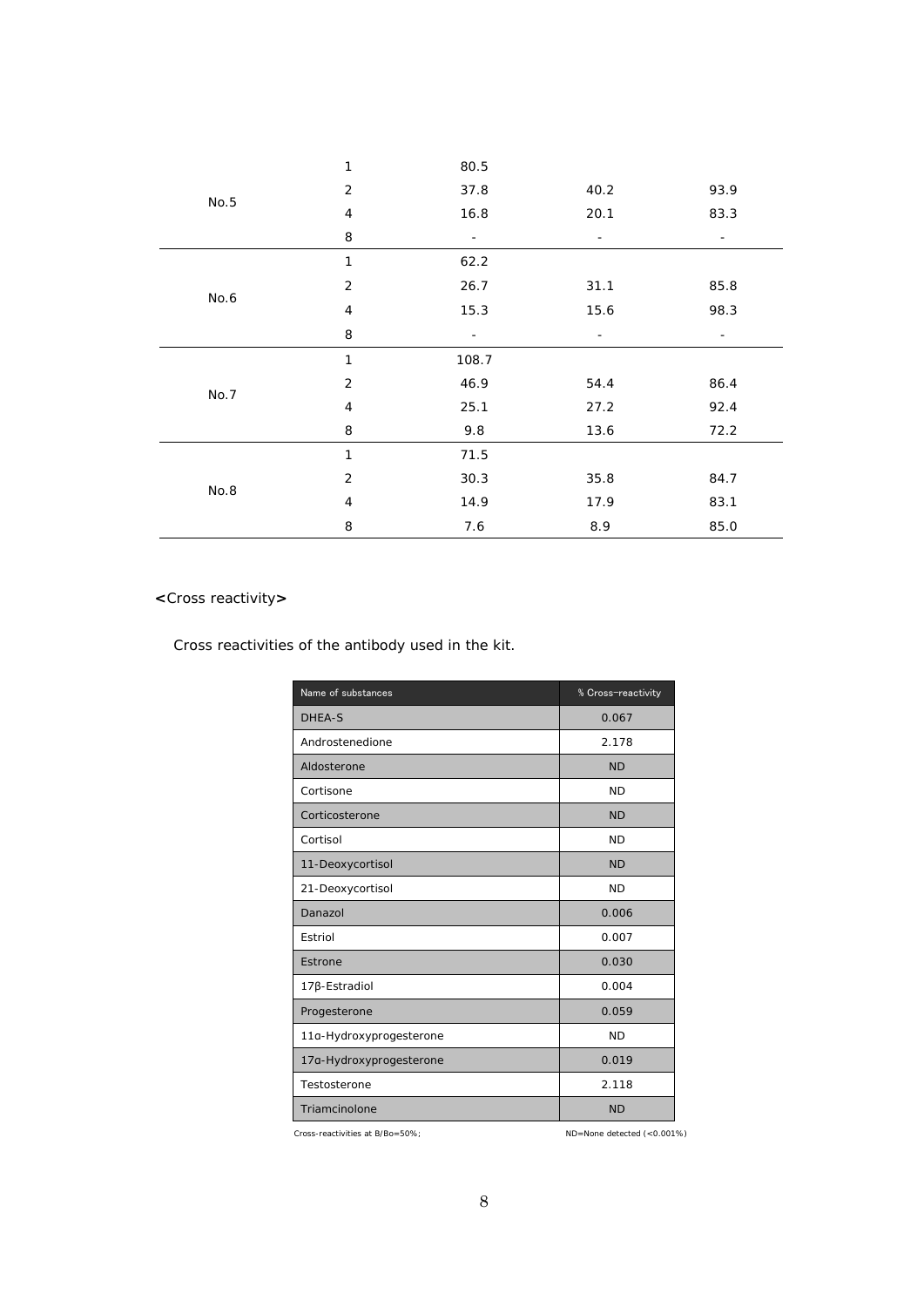| | | | | |
|---|---|---|---|---|
| No.5 | 1 | 80.5 | | |
| | 2 | 37.8 | 40.2 | 93.9 |
| | 4 | 16.8 | 20.1 | 83.3 |
| | 8 | - | - | - |
| No.6 | 1 | 62.2 | | |
| | 2 | 26.7 | 31.1 | 85.8 |
| | 4 | 15.3 | 15.6 | 98.3 |
| | 8 | - | - | - |
| No.7 | 1 | 108.7 | | |
| | 2 | 46.9 | 54.4 | 86.4 |
| | 4 | 25.1 | 27.2 | 92.4 |
| | 8 | 9.8 | 13.6 | 72.2 |
| No.8 | 1 | 71.5 | | |
| | 2 | 30.3 | 35.8 | 84.7 |
| | 4 | 14.9 | 17.9 | 83.1 |
| | 8 | 7.6 | 8.9 | 85.0 |

**<Cross reactivity>**

Cross reactivities of the antibody used in the kit.

| Name of substances | % Cross-reactivity |
|---|---|
| DHEA-S | 0.067 |
| Androstenedione | 2.178 |
| Aldosterone | ND |
| Cortisone | ND |
| Corticosterone | ND |
| Cortisol | ND |
| 11-Deoxycortisol | ND |
| 21-Deoxycortisol | ND |
| Danazol | 0.006 |
| Estriol | 0.007 |
| Estrone | 0.030 |
| 17β-Estradiol | 0.004 |
| Progesterone | 0.059 |
| 11α-Hydroxyprogesterone | ND |
| 17α-Hydroxyprogesterone | 0.019 |
| Testosterone | 2.118 |
| Triamcinolone | ND |

Cross-reactivities at B/Bo=50%; ND=None detected (<0.001%)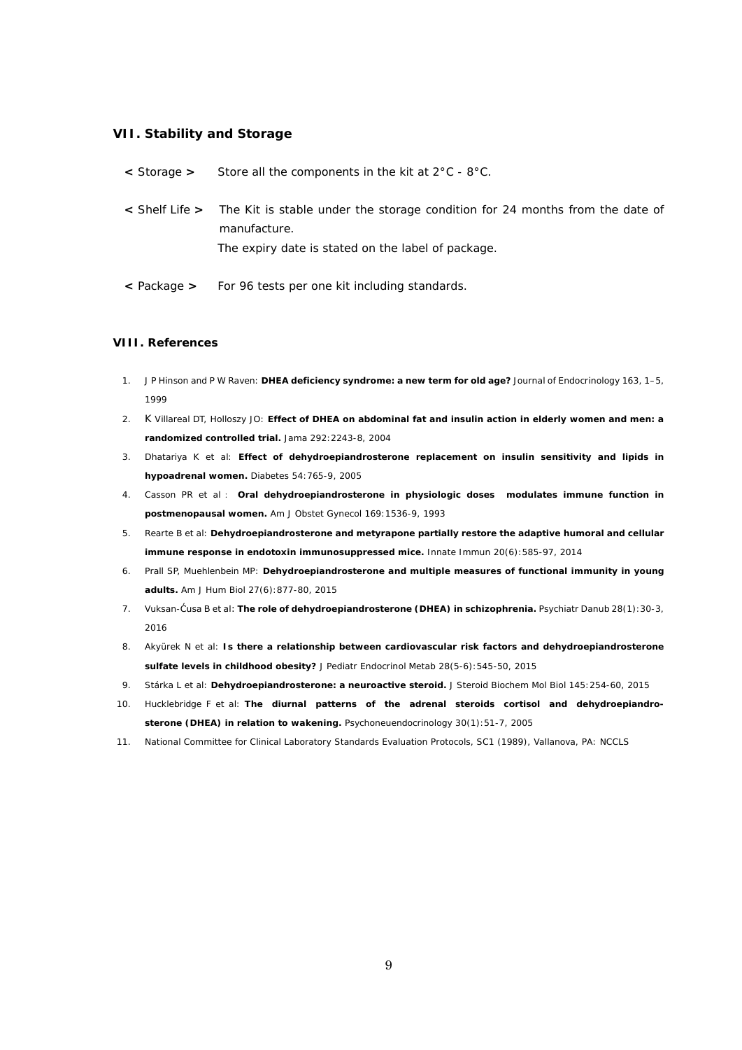## VII. Stability and Storage

< Storage > Store all the components in the kit at 2°C - 8°C.

< Shelf Life > The Kit is stable under the storage condition for 24 months from the date of manufacture.
The expiry date is stated on the label of package.

< Package > For 96 tests per one kit including standards.

## VIII. References

1. J P Hinson and P W Raven: **DHEA deficiency syndrome: a new term for old age?** Journal of Endocrinology 163, 1–5, 1999
2. K Villareal DT, Holloszy JO: **Effect of DHEA on abdominal fat and insulin action in elderly women and men: a randomized controlled trial.** Jama 292:2243-8, 2004
3. Dhatariya K et al: **Effect of dehydroepiandrosterone replacement on insulin sensitivity and lipids in hypoadrenal women.** Diabetes 54:765-9, 2005
4. Casson PR et al : **Oral dehydroepiandrosterone in physiologic doses modulates immune function in postmenopausal women.** Am J Obstet Gynecol 169:1536-9, 1993
5. Rearte B et al: **Dehydroepiandrosterone and metyrapone partially restore the adaptive humoral and cellular immune response in endotoxin immunosuppressed mice.** Innate Immun 20(6):585-97, 2014
6. Prall SP, Muehlenbein MP: **Dehydroepiandrosterone and multiple measures of functional immunity in young adults.** Am J Hum Biol 27(6):877-80, 2015
7. Vuksan-Ćusa B et al: **The role of dehydroepiandrosterone (DHEA) in schizophrenia.** Psychiatr Danub 28(1):30-3, 2016
8. Akyürek N et al: **Is there a relationship between cardiovascular risk factors and dehydroepiandrosterone sulfate levels in childhood obesity?** J Pediatr Endocrinol Metab 28(5-6):545-50, 2015
9. Stárka L et al: **Dehydroepiandrosterone: a neuroactive steroid.** J Steroid Biochem Mol Biol 145:254-60, 2015
10. Hucklebridge F et al: **The diurnal patterns of the adrenal steroids cortisol and dehydroepiandrosterone (DHEA) in relation to wakening.** Psychoneuendocrinology 30(1):51-7, 2005
11. National Committee for Clinical Laboratory Standards Evaluation Protocols, SC1 (1989), Vallanova, PA: NCCLS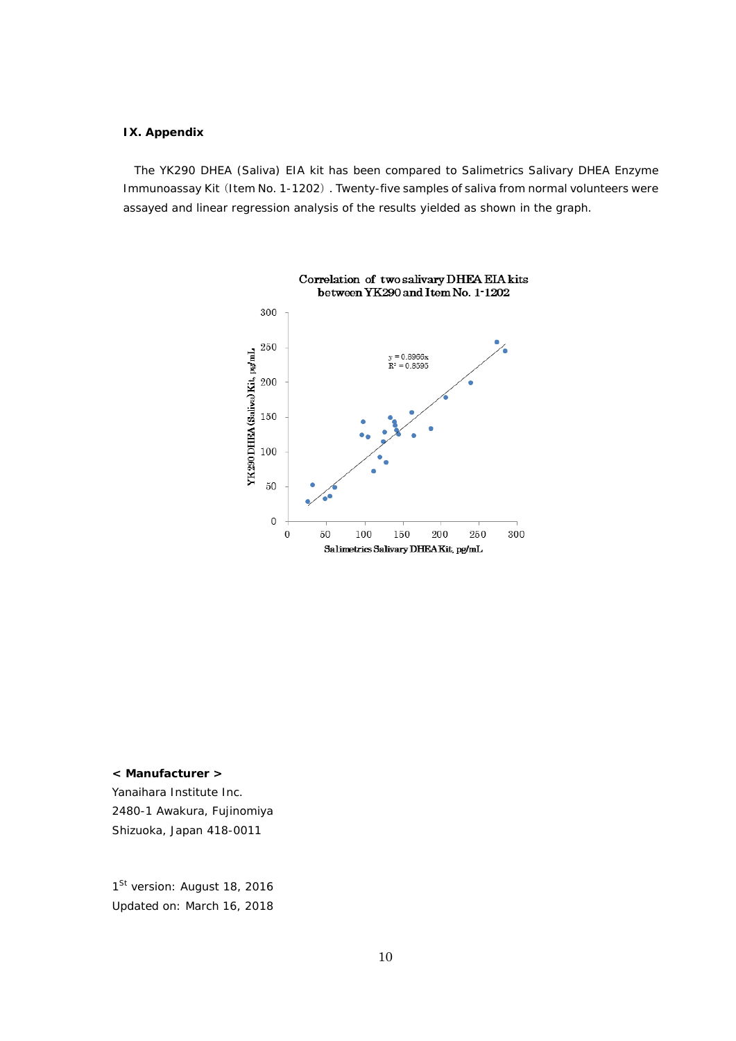## IX. Appendix

The YK290 DHEA (Saliva) EIA kit has been compared to Salimetrics Salivary DHEA Enzyme Immunoassay Kit（Item No. 1-1202）. Twenty-five samples of saliva from normal volunteers were assayed and linear regression analysis of the results yielded as shown in the graph.

Correlation of two salivary DHEA EIA kits between YK290 and Item No. 1-1202

$y = 0.8966x$

$R^2 = 0.8595$

YK290 DHEA (Saliva) Kit, pg/mL

Salimetrics Salivary DHEA Kit, pg/mL

0, 50, 100, 150, 200, 250, 300

**< Manufacturer >**

Yanaihara Institute Inc.
2480-1 Awakura, Fujinomiya
Shizuoka, Japan 418-0011

1St version: August 18, 2016
Updated on: March 16, 2018